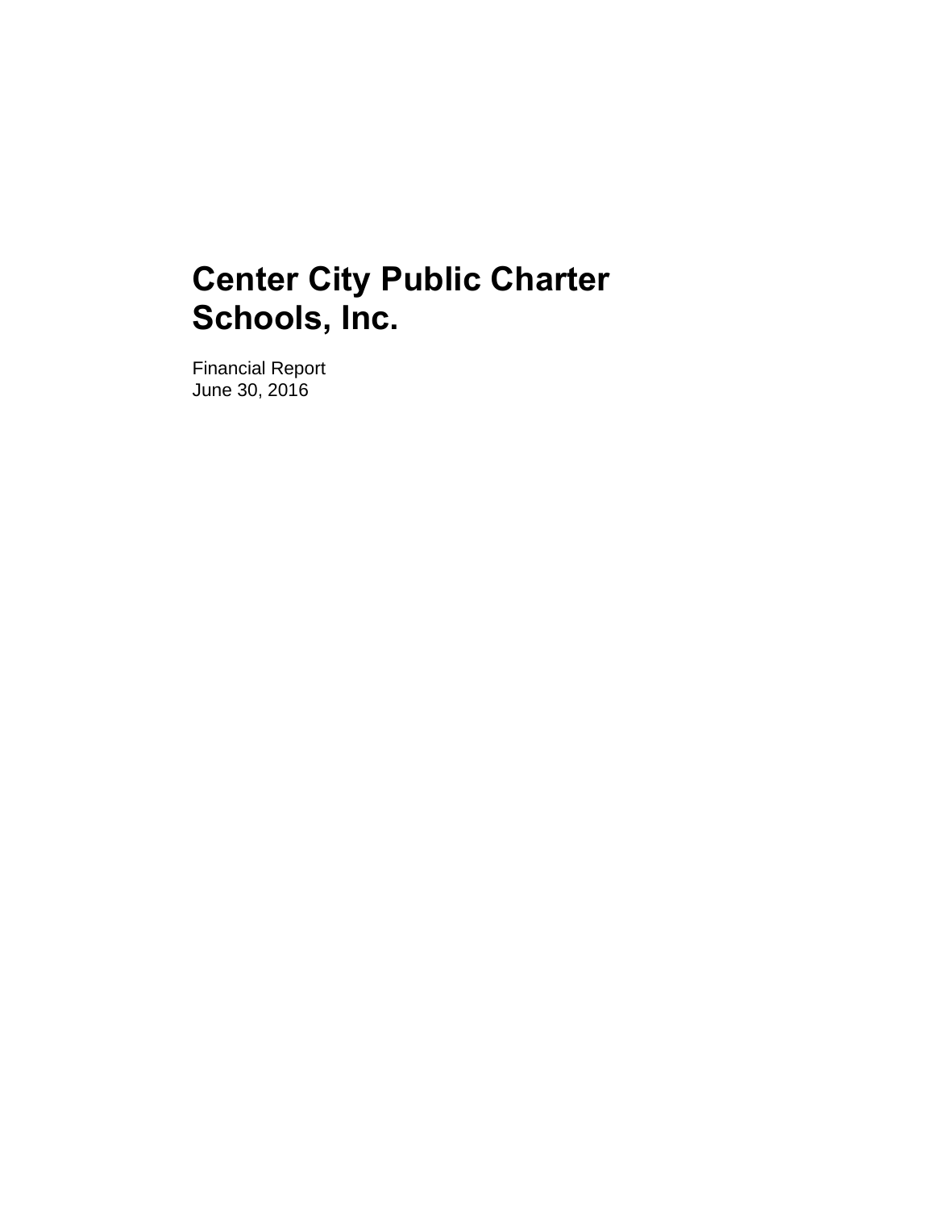# Center City Public Charter Schools, Inc.

Financial Report
June 30, 2016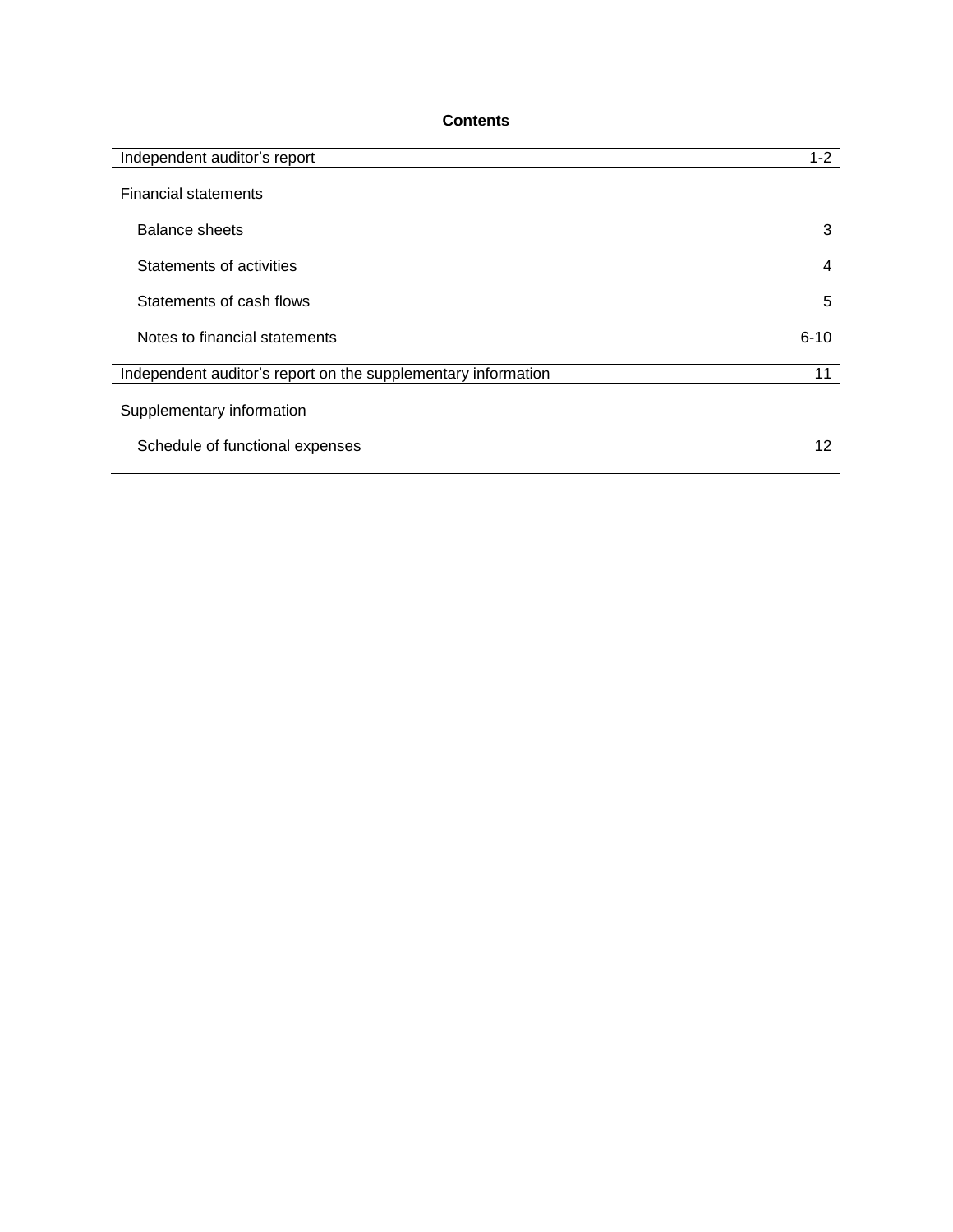# Contents

| | |
|---|---|
| Independent auditor's report | 1-2 |
| Financial statements | |
| Balance sheets | 3 |
| Statements of activities | 4 |
| Statements of cash flows | 5 |
| Notes to financial statements | 6-10 |
| Independent auditor's report on the supplementary information | 11 |
| Supplementary information | |
| Schedule of functional expenses | 12 |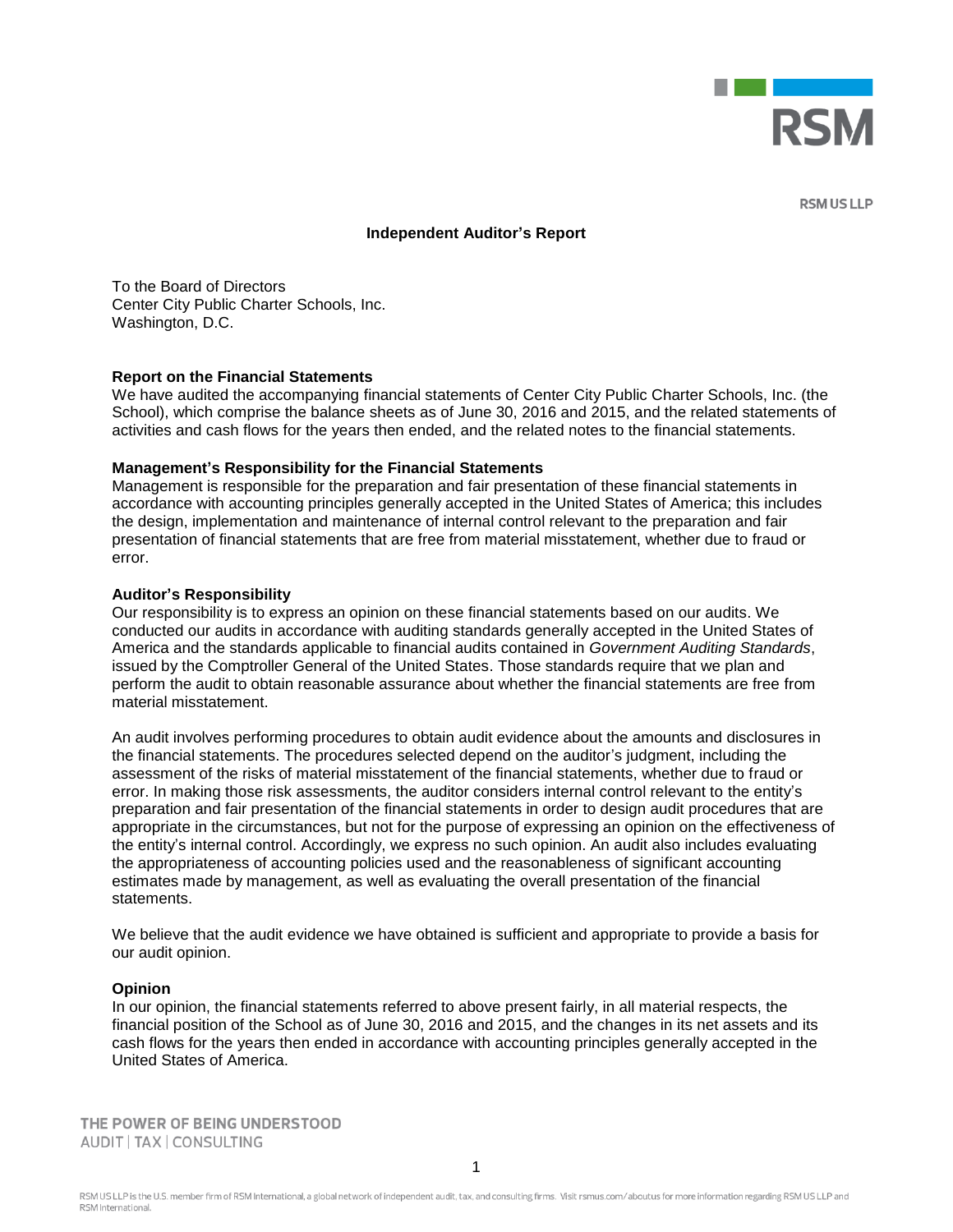RSM US LLP

# Independent Auditor's Report

To the Board of Directors
Center City Public Charter Schools, Inc.
Washington, D.C.

**Report on the Financial Statements**
We have audited the accompanying financial statements of Center City Public Charter Schools, Inc. (the School), which comprise the balance sheets as of June 30, 2016 and 2015, and the related statements of activities and cash flows for the years then ended, and the related notes to the financial statements.

**Management's Responsibility for the Financial Statements**
Management is responsible for the preparation and fair presentation of these financial statements in accordance with accounting principles generally accepted in the United States of America; this includes the design, implementation and maintenance of internal control relevant to the preparation and fair presentation of financial statements that are free from material misstatement, whether due to fraud or error.

**Auditor's Responsibility**
Our responsibility is to express an opinion on these financial statements based on our audits. We conducted our audits in accordance with auditing standards generally accepted in the United States of America and the standards applicable to financial audits contained in *Government Auditing Standards*, issued by the Comptroller General of the United States. Those standards require that we plan and perform the audit to obtain reasonable assurance about whether the financial statements are free from material misstatement.

An audit involves performing procedures to obtain audit evidence about the amounts and disclosures in the financial statements. The procedures selected depend on the auditor's judgment, including the assessment of the risks of material misstatement of the financial statements, whether due to fraud or error. In making those risk assessments, the auditor considers internal control relevant to the entity's preparation and fair presentation of the financial statements in order to design audit procedures that are appropriate in the circumstances, but not for the purpose of expressing an opinion on the effectiveness of the entity's internal control. Accordingly, we express no such opinion. An audit also includes evaluating the appropriateness of accounting policies used and the reasonableness of significant accounting estimates made by management, as well as evaluating the overall presentation of the financial statements.

We believe that the audit evidence we have obtained is sufficient and appropriate to provide a basis for our audit opinion.

**Opinion**
In our opinion, the financial statements referred to above present fairly, in all material respects, the financial position of the School as of June 30, 2016 and 2015, and the changes in its net assets and its cash flows for the years then ended in accordance with accounting principles generally accepted in the United States of America.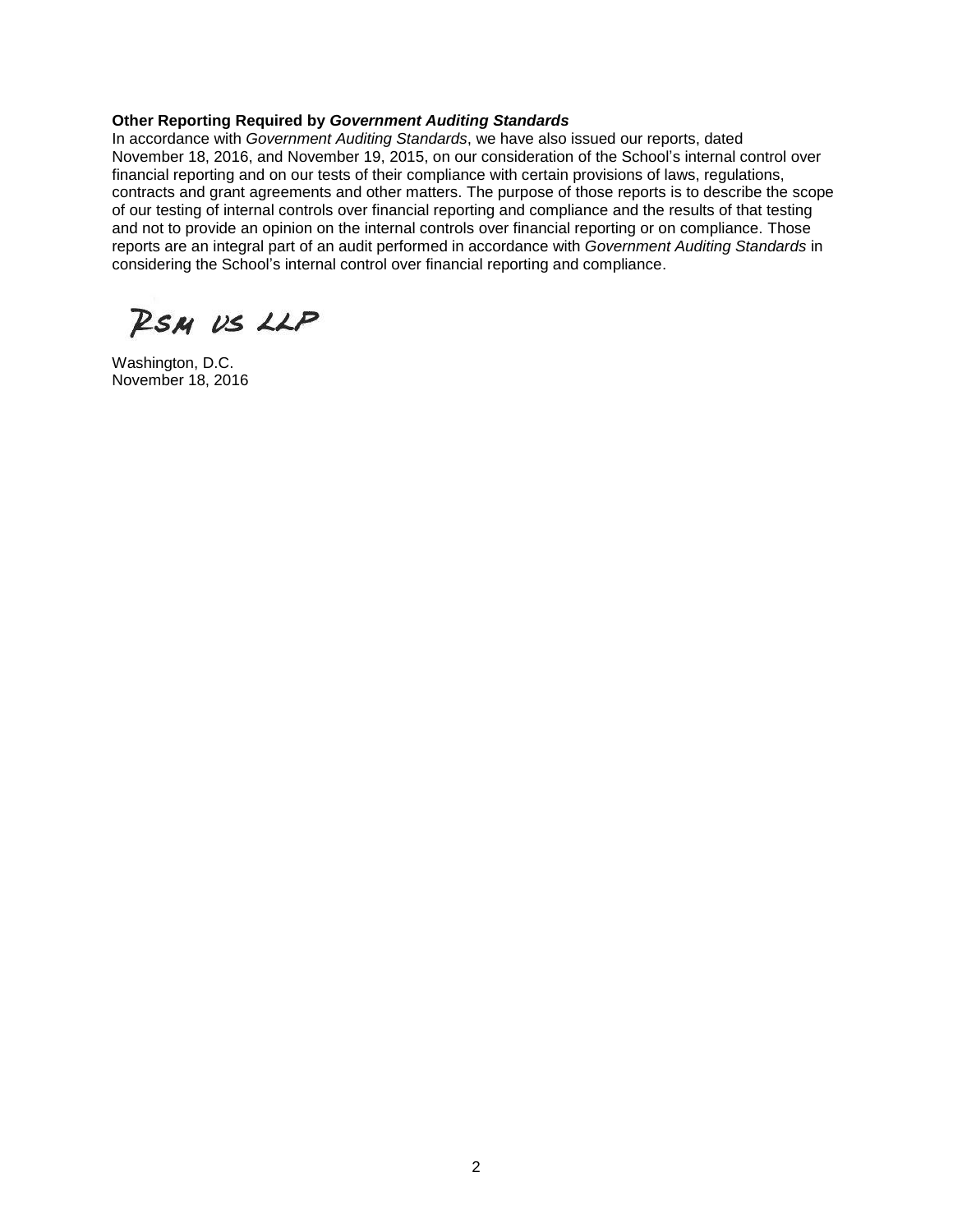**Other Reporting Required by *Government Auditing Standards***

In accordance with *Government Auditing Standards*, we have also issued our reports, dated November 18, 2016, and November 19, 2015, on our consideration of the School's internal control over financial reporting and on our tests of their compliance with certain provisions of laws, regulations, contracts and grant agreements and other matters. The purpose of those reports is to describe the scope of our testing of internal controls over financial reporting and compliance and the results of that testing and not to provide an opinion on the internal controls over financial reporting or on compliance. Those reports are an integral part of an audit performed in accordance with *Government Auditing Standards* in considering the School's internal control over financial reporting and compliance.

RSM US LLP

Washington, D.C.
November 18, 2016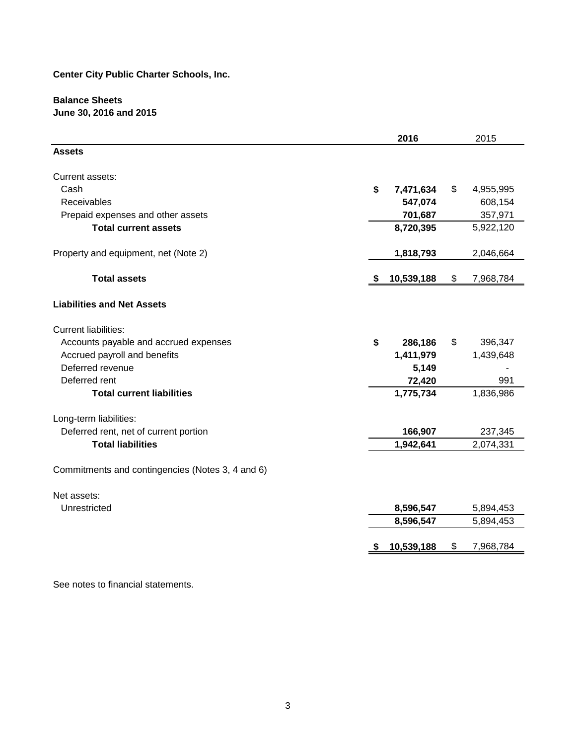**Center City Public Charter Schools, Inc.**

**Balance Sheets**
**June 30, 2016 and 2015**

| | **2016** | 2015 |
|---|---|---|
| **Assets** | | |
| Current assets: | | |
| Cash | **$ 7,471,634** | $ 4,955,995 |
| Receivables | **547,074** | 608,154 |
| Prepaid expenses and other assets | **701,687** | 357,971 |
| **Total current assets** | **8,720,395** | 5,922,120 |
| Property and equipment, net (Note 2) | **1,818,793** | 2,046,664 |
| **Total assets** | **$ 10,539,188** | $ 7,968,784 |
| **Liabilities and Net Assets** | | |
| Current liabilities: | | |
| Accounts payable and accrued expenses | **$ 286,186** | $ 396,347 |
| Accrued payroll and benefits | **1,411,979** | 1,439,648 |
| Deferred revenue | **5,149** | - |
| Deferred rent | **72,420** | 991 |
| **Total current liabilities** | **1,775,734** | 1,836,986 |
| Long-term liabilities: | | |
| Deferred rent, net of current portion | **166,907** | 237,345 |
| **Total liabilities** | **1,942,641** | 2,074,331 |
| Commitments and contingencies (Notes 3, 4 and 6) | | |
| Net assets: | | |
| Unrestricted | **8,596,547** | 5,894,453 |
| | **8,596,547** | 5,894,453 |
| | **$ 10,539,188** | $ 7,968,784 |

See notes to financial statements.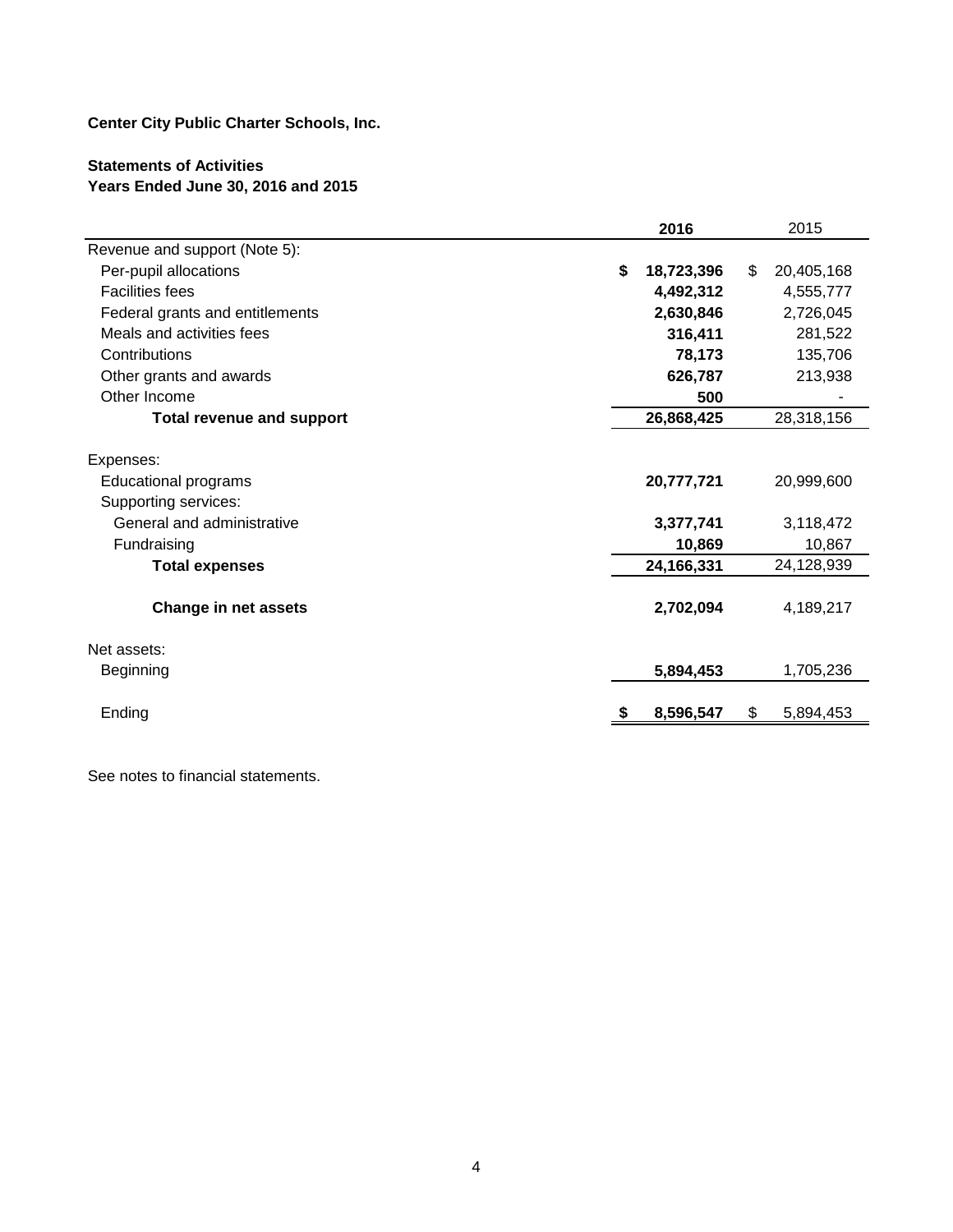**Center City Public Charter Schools, Inc.**

**Statements of Activities**
**Years Ended June 30, 2016 and 2015**

| | 2016 | 2015 |
|---|---|---|
| Revenue and support (Note 5): | | |
| Per-pupil allocations | $ 18,723,396 | $ 20,405,168 |
| Facilities fees | 4,492,312 | 4,555,777 |
| Federal grants and entitlements | 2,630,846 | 2,726,045 |
| Meals and activities fees | 316,411 | 281,522 |
| Contributions | 78,173 | 135,706 |
| Other grants and awards | 626,787 | 213,938 |
| Other Income | 500 | - |
| **Total revenue and support** | 26,868,425 | 28,318,156 |
| Expenses: | | |
| Educational programs | 20,777,721 | 20,999,600 |
| Supporting services: | | |
| General and administrative | 3,377,741 | 3,118,472 |
| Fundraising | 10,869 | 10,867 |
| **Total expenses** | 24,166,331 | 24,128,939 |
| **Change in net assets** | 2,702,094 | 4,189,217 |
| Net assets: | | |
| Beginning | 5,894,453 | 1,705,236 |
| Ending | $ 8,596,547 | $ 5,894,453 |

See notes to financial statements.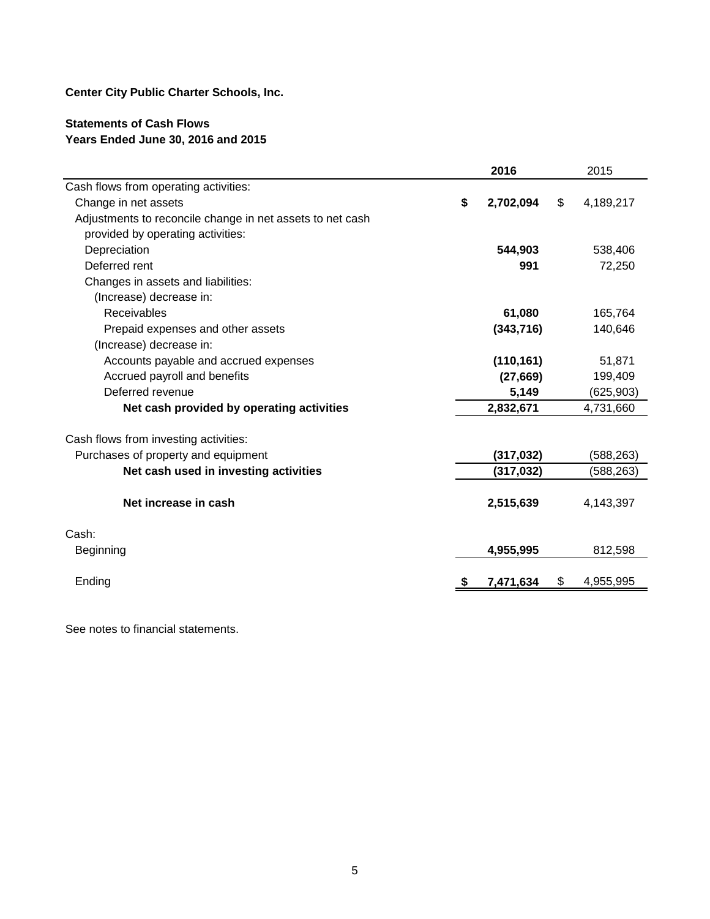**Center City Public Charter Schools, Inc.**

**Statements of Cash Flows**
**Years Ended June 30, 2016 and 2015**

| | 2016 | 2015 |
|---|---|---|
| Cash flows from operating activities: | | |
| Change in net assets | **$ 2,702,094** | $ 4,189,217 |
| Adjustments to reconcile change in net assets to net cash provided by operating activities: | | |
| Depreciation | **544,903** | 538,406 |
| Deferred rent | **991** | 72,250 |
| Changes in assets and liabilities: | | |
| (Increase) decrease in: | | |
| Receivables | **61,080** | 165,764 |
| Prepaid expenses and other assets | **(343,716)** | 140,646 |
| (Increase) decrease in: | | |
| Accounts payable and accrued expenses | **(110,161)** | 51,871 |
| Accrued payroll and benefits | **(27,669)** | 199,409 |
| Deferred revenue | **5,149** | (625,903) |
| **Net cash provided by operating activities** | **2,832,671** | 4,731,660 |
| | | |
| Cash flows from investing activities: | | |
| Purchases of property and equipment | **(317,032)** | (588,263) |
| **Net cash used in investing activities** | **(317,032)** | (588,263) |
| | | |
| **Net increase in cash** | **2,515,639** | 4,143,397 |
| | | |
| Cash: | | |
| Beginning | **4,955,995** | 812,598 |
| | | |
| Ending | **$ 7,471,634** | $ 4,955,995 |

See notes to financial statements.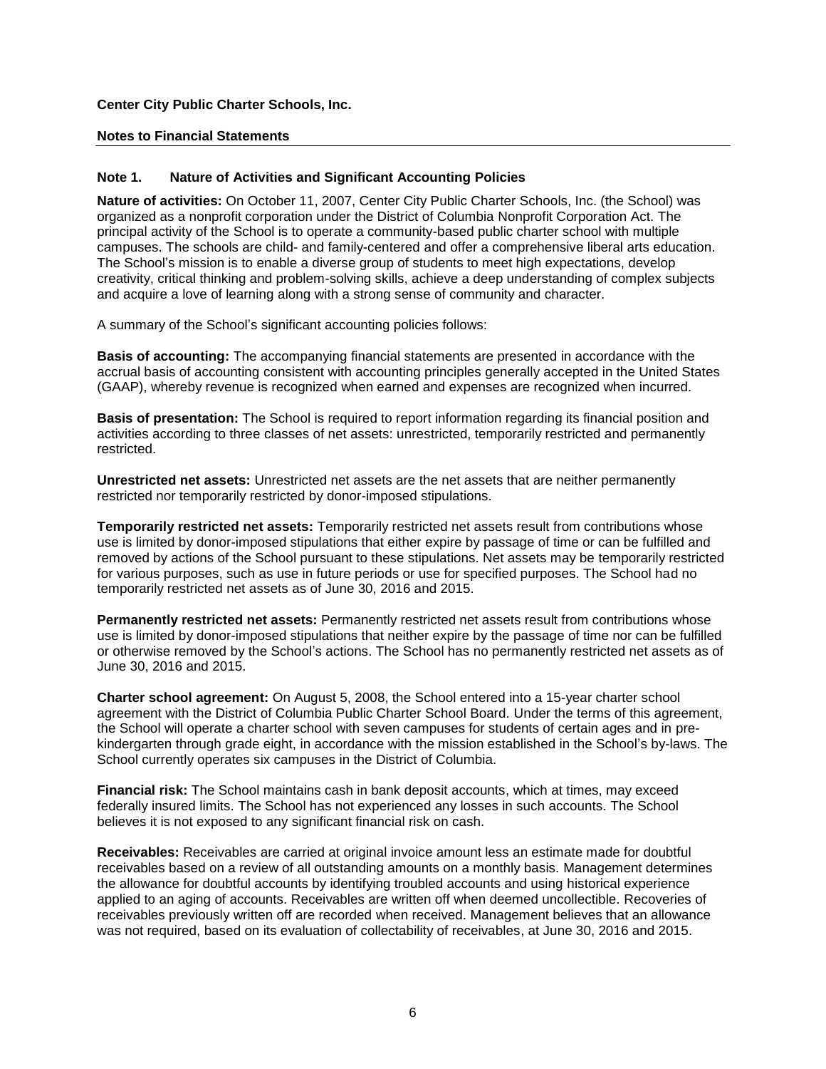**Center City Public Charter Schools, Inc.**

**Notes to Financial Statements**

**Note 1. Nature of Activities and Significant Accounting Policies**

**Nature of activities:** On October 11, 2007, Center City Public Charter Schools, Inc. (the School) was organized as a nonprofit corporation under the District of Columbia Nonprofit Corporation Act. The principal activity of the School is to operate a community-based public charter school with multiple campuses. The schools are child- and family-centered and offer a comprehensive liberal arts education. The School's mission is to enable a diverse group of students to meet high expectations, develop creativity, critical thinking and problem-solving skills, achieve a deep understanding of complex subjects and acquire a love of learning along with a strong sense of community and character.

A summary of the School's significant accounting policies follows:

**Basis of accounting:** The accompanying financial statements are presented in accordance with the accrual basis of accounting consistent with accounting principles generally accepted in the United States (GAAP), whereby revenue is recognized when earned and expenses are recognized when incurred.

**Basis of presentation:** The School is required to report information regarding its financial position and activities according to three classes of net assets: unrestricted, temporarily restricted and permanently restricted.

**Unrestricted net assets:** Unrestricted net assets are the net assets that are neither permanently restricted nor temporarily restricted by donor-imposed stipulations.

**Temporarily restricted net assets:** Temporarily restricted net assets result from contributions whose use is limited by donor-imposed stipulations that either expire by passage of time or can be fulfilled and removed by actions of the School pursuant to these stipulations. Net assets may be temporarily restricted for various purposes, such as use in future periods or use for specified purposes. The School had no temporarily restricted net assets as of June 30, 2016 and 2015.

**Permanently restricted net assets:** Permanently restricted net assets result from contributions whose use is limited by donor-imposed stipulations that neither expire by the passage of time nor can be fulfilled or otherwise removed by the School's actions. The School has no permanently restricted net assets as of June 30, 2016 and 2015.

**Charter school agreement:** On August 5, 2008, the School entered into a 15-year charter school agreement with the District of Columbia Public Charter School Board. Under the terms of this agreement, the School will operate a charter school with seven campuses for students of certain ages and in pre-kindergarten through grade eight, in accordance with the mission established in the School's by-laws. The School currently operates six campuses in the District of Columbia.

**Financial risk:** The School maintains cash in bank deposit accounts, which at times, may exceed federally insured limits. The School has not experienced any losses in such accounts. The School believes it is not exposed to any significant financial risk on cash.

**Receivables:** Receivables are carried at original invoice amount less an estimate made for doubtful receivables based on a review of all outstanding amounts on a monthly basis. Management determines the allowance for doubtful accounts by identifying troubled accounts and using historical experience applied to an aging of accounts. Receivables are written off when deemed uncollectible. Recoveries of receivables previously written off are recorded when received. Management believes that an allowance was not required, based on its evaluation of collectability of receivables, at June 30, 2016 and 2015.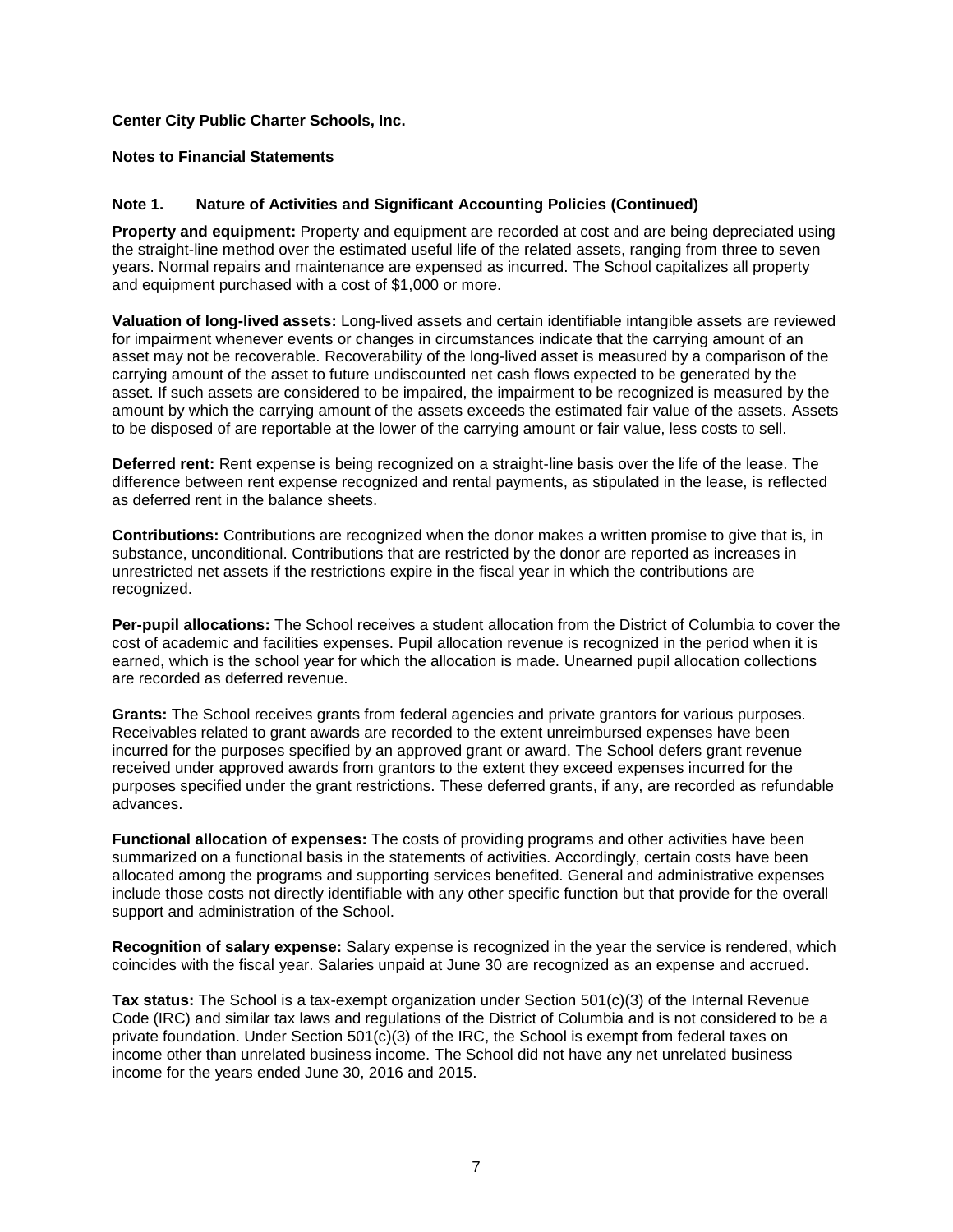**Center City Public Charter Schools, Inc.**

**Notes to Financial Statements**

### Note 1. Nature of Activities and Significant Accounting Policies (Continued)

**Property and equipment:** Property and equipment are recorded at cost and are being depreciated using the straight-line method over the estimated useful life of the related assets, ranging from three to seven years. Normal repairs and maintenance are expensed as incurred. The School capitalizes all property and equipment purchased with a cost of $1,000 or more.

**Valuation of long-lived assets:** Long-lived assets and certain identifiable intangible assets are reviewed for impairment whenever events or changes in circumstances indicate that the carrying amount of an asset may not be recoverable. Recoverability of the long-lived asset is measured by a comparison of the carrying amount of the asset to future undiscounted net cash flows expected to be generated by the asset. If such assets are considered to be impaired, the impairment to be recognized is measured by the amount by which the carrying amount of the assets exceeds the estimated fair value of the assets. Assets to be disposed of are reportable at the lower of the carrying amount or fair value, less costs to sell.

**Deferred rent:** Rent expense is being recognized on a straight-line basis over the life of the lease. The difference between rent expense recognized and rental payments, as stipulated in the lease, is reflected as deferred rent in the balance sheets.

**Contributions:** Contributions are recognized when the donor makes a written promise to give that is, in substance, unconditional. Contributions that are restricted by the donor are reported as increases in unrestricted net assets if the restrictions expire in the fiscal year in which the contributions are recognized.

**Per-pupil allocations:** The School receives a student allocation from the District of Columbia to cover the cost of academic and facilities expenses. Pupil allocation revenue is recognized in the period when it is earned, which is the school year for which the allocation is made. Unearned pupil allocation collections are recorded as deferred revenue.

**Grants:** The School receives grants from federal agencies and private grantors for various purposes. Receivables related to grant awards are recorded to the extent unreimbursed expenses have been incurred for the purposes specified by an approved grant or award. The School defers grant revenue received under approved awards from grantors to the extent they exceed expenses incurred for the purposes specified under the grant restrictions. These deferred grants, if any, are recorded as refundable advances.

**Functional allocation of expenses:** The costs of providing programs and other activities have been summarized on a functional basis in the statements of activities. Accordingly, certain costs have been allocated among the programs and supporting services benefited. General and administrative expenses include those costs not directly identifiable with any other specific function but that provide for the overall support and administration of the School.

**Recognition of salary expense:** Salary expense is recognized in the year the service is rendered, which coincides with the fiscal year. Salaries unpaid at June 30 are recognized as an expense and accrued.

**Tax status:** The School is a tax-exempt organization under Section 501(c)(3) of the Internal Revenue Code (IRC) and similar tax laws and regulations of the District of Columbia and is not considered to be a private foundation. Under Section 501(c)(3) of the IRC, the School is exempt from federal taxes on income other than unrelated business income. The School did not have any net unrelated business income for the years ended June 30, 2016 and 2015.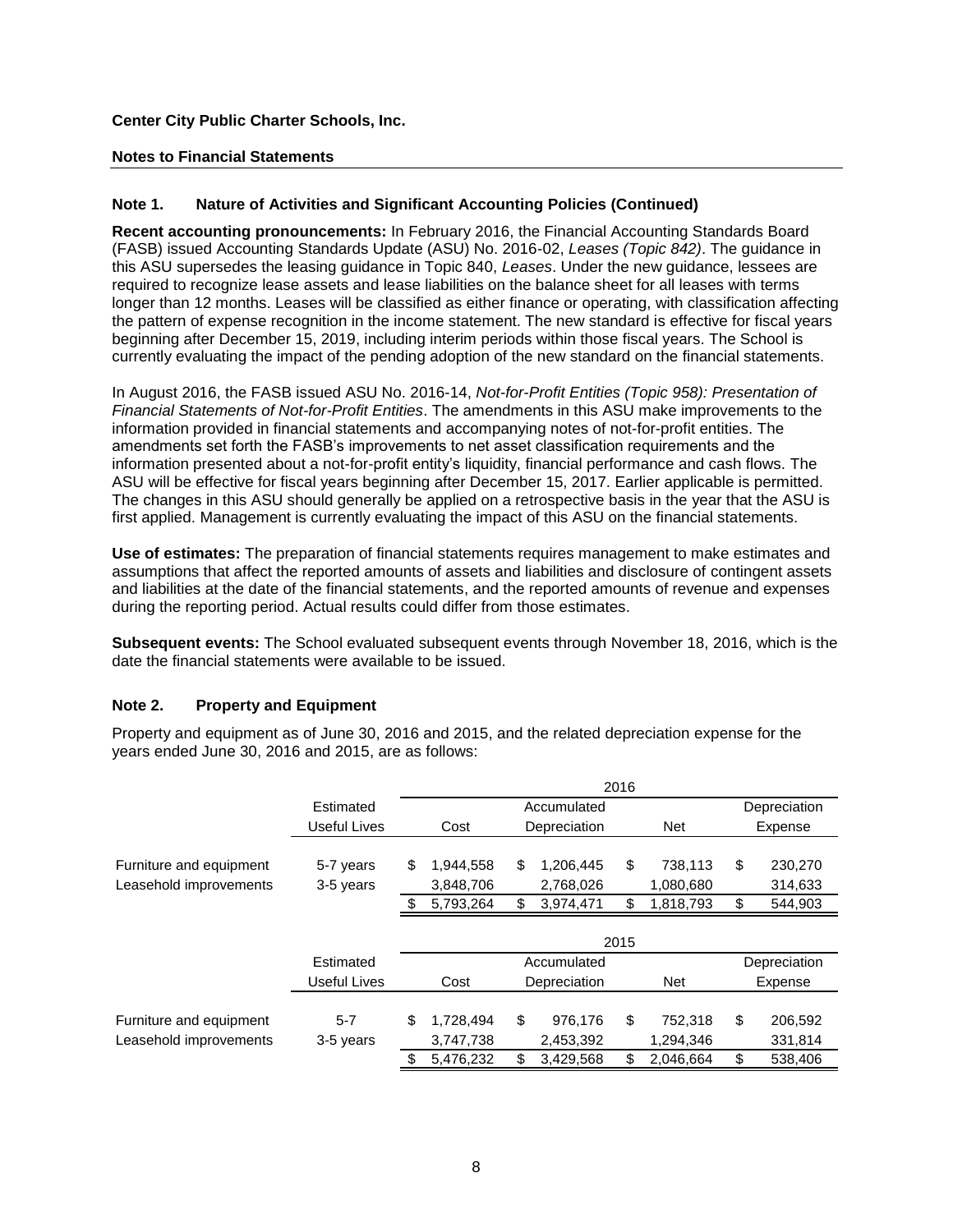**Center City Public Charter Schools, Inc.**

**Notes to Financial Statements**

## Note 1. Nature of Activities and Significant Accounting Policies (Continued)

**Recent accounting pronouncements:** In February 2016, the Financial Accounting Standards Board (FASB) issued Accounting Standards Update (ASU) No. 2016-02, *Leases (Topic 842)*. The guidance in this ASU supersedes the leasing guidance in Topic 840, *Leases*. Under the new guidance, lessees are required to recognize lease assets and lease liabilities on the balance sheet for all leases with terms longer than 12 months. Leases will be classified as either finance or operating, with classification affecting the pattern of expense recognition in the income statement. The new standard is effective for fiscal years beginning after December 15, 2019, including interim periods within those fiscal years. The School is currently evaluating the impact of the pending adoption of the new standard on the financial statements.

In August 2016, the FASB issued ASU No. 2016-14, *Not-for-Profit Entities (Topic 958): Presentation of Financial Statements of Not-for-Profit Entities*. The amendments in this ASU make improvements to the information provided in financial statements and accompanying notes of not-for-profit entities. The amendments set forth the FASB's improvements to net asset classification requirements and the information presented about a not-for-profit entity's liquidity, financial performance and cash flows. The ASU will be effective for fiscal years beginning after December 15, 2017. Earlier applicable is permitted. The changes in this ASU should generally be applied on a retrospective basis in the year that the ASU is first applied. Management is currently evaluating the impact of this ASU on the financial statements.

**Use of estimates:** The preparation of financial statements requires management to make estimates and assumptions that affect the reported amounts of assets and liabilities and disclosure of contingent assets and liabilities at the date of the financial statements, and the reported amounts of revenue and expenses during the reporting period. Actual results could differ from those estimates.

**Subsequent events:** The School evaluated subsequent events through November 18, 2016, which is the date the financial statements were available to be issued.

## Note 2. Property and Equipment

Property and equipment as of June 30, 2016 and 2015, and the related depreciation expense for the years ended June 30, 2016 and 2015, are as follows:

| | | 2016 | | | |
|---|---|---|---|---|---|
| | Estimated Useful Lives | Cost | Accumulated Depreciation | Net | Depreciation Expense |
| Furniture and equipment | 5-7 years | $ 1,944,558 | $ 1,206,445 | $ 738,113 | $ 230,270 |
| Leasehold improvements | 3-5 years | 3,848,706 | 2,768,026 | 1,080,680 | 314,633 |
| | | $ 5,793,264 | $ 3,974,471 | $ 1,818,793 | $ 544,903 |

| | | 2015 | | | |
|---|---|---|---|---|---|
| | Estimated Useful Lives | Cost | Accumulated Depreciation | Net | Depreciation Expense |
| Furniture and equipment | 5-7 | $ 1,728,494 | $ 976,176 | $ 752,318 | $ 206,592 |
| Leasehold improvements | 3-5 years | 3,747,738 | 2,453,392 | 1,294,346 | 331,814 |
| | | $ 5,476,232 | $ 3,429,568 | $ 2,046,664 | $ 538,406 |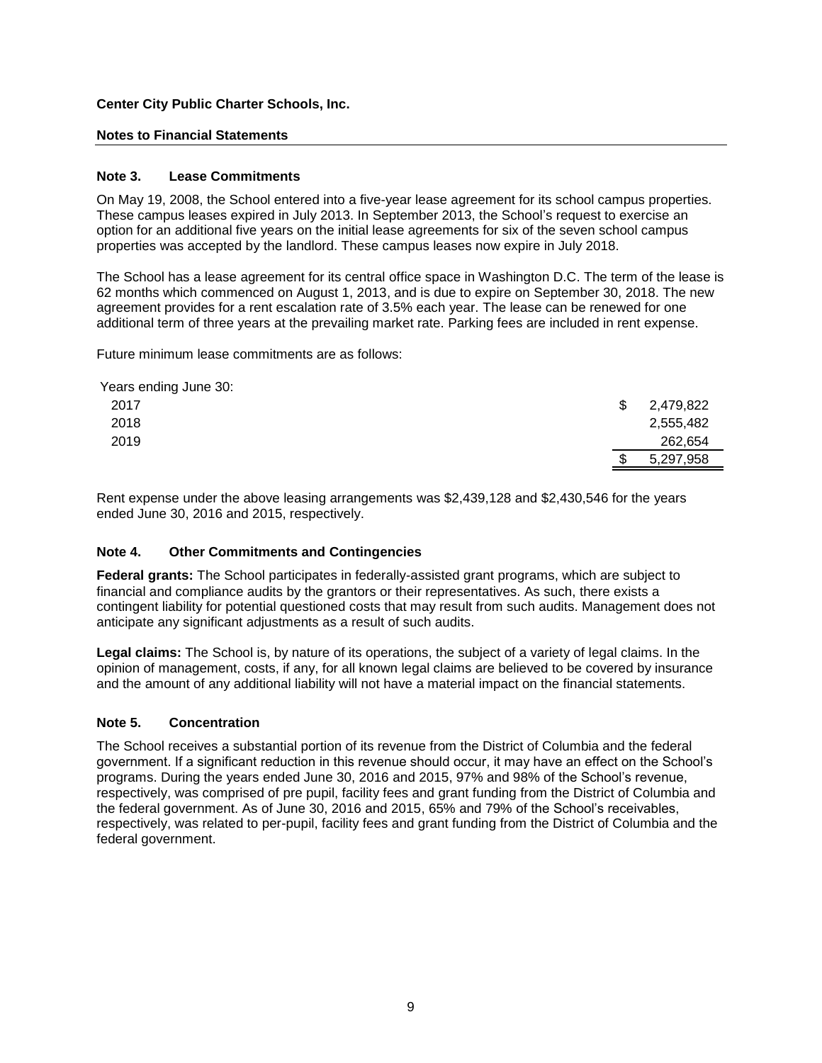**Center City Public Charter Schools, Inc.**

**Notes to Financial Statements**

### Note 3. Lease Commitments

On May 19, 2008, the School entered into a five-year lease agreement for its school campus properties. These campus leases expired in July 2013. In September 2013, the School's request to exercise an option for an additional five years on the initial lease agreements for six of the seven school campus properties was accepted by the landlord. These campus leases now expire in July 2018.

The School has a lease agreement for its central office space in Washington D.C. The term of the lease is 62 months which commenced on August 1, 2013, and is due to expire on September 30, 2018. The new agreement provides for a rent escalation rate of 3.5% each year. The lease can be renewed for one additional term of three years at the prevailing market rate. Parking fees are included in rent expense.

Future minimum lease commitments are as follows:

| Years ending June 30: | |
|---|---|
| 2017 | $ 2,479,822 |
| 2018 | 2,555,482 |
| 2019 | 262,654 |
| | $ 5,297,958 |

Rent expense under the above leasing arrangements was $2,439,128 and $2,430,546 for the years ended June 30, 2016 and 2015, respectively.

### Note 4. Other Commitments and Contingencies

**Federal grants:** The School participates in federally-assisted grant programs, which are subject to financial and compliance audits by the grantors or their representatives. As such, there exists a contingent liability for potential questioned costs that may result from such audits. Management does not anticipate any significant adjustments as a result of such audits.

**Legal claims:** The School is, by nature of its operations, the subject of a variety of legal claims. In the opinion of management, costs, if any, for all known legal claims are believed to be covered by insurance and the amount of any additional liability will not have a material impact on the financial statements.

### Note 5. Concentration

The School receives a substantial portion of its revenue from the District of Columbia and the federal government. If a significant reduction in this revenue should occur, it may have an effect on the School's programs. During the years ended June 30, 2016 and 2015, 97% and 98% of the School's revenue, respectively, was comprised of pre pupil, facility fees and grant funding from the District of Columbia and the federal government. As of June 30, 2016 and 2015, 65% and 79% of the School's receivables, respectively, was related to per-pupil, facility fees and grant funding from the District of Columbia and the federal government.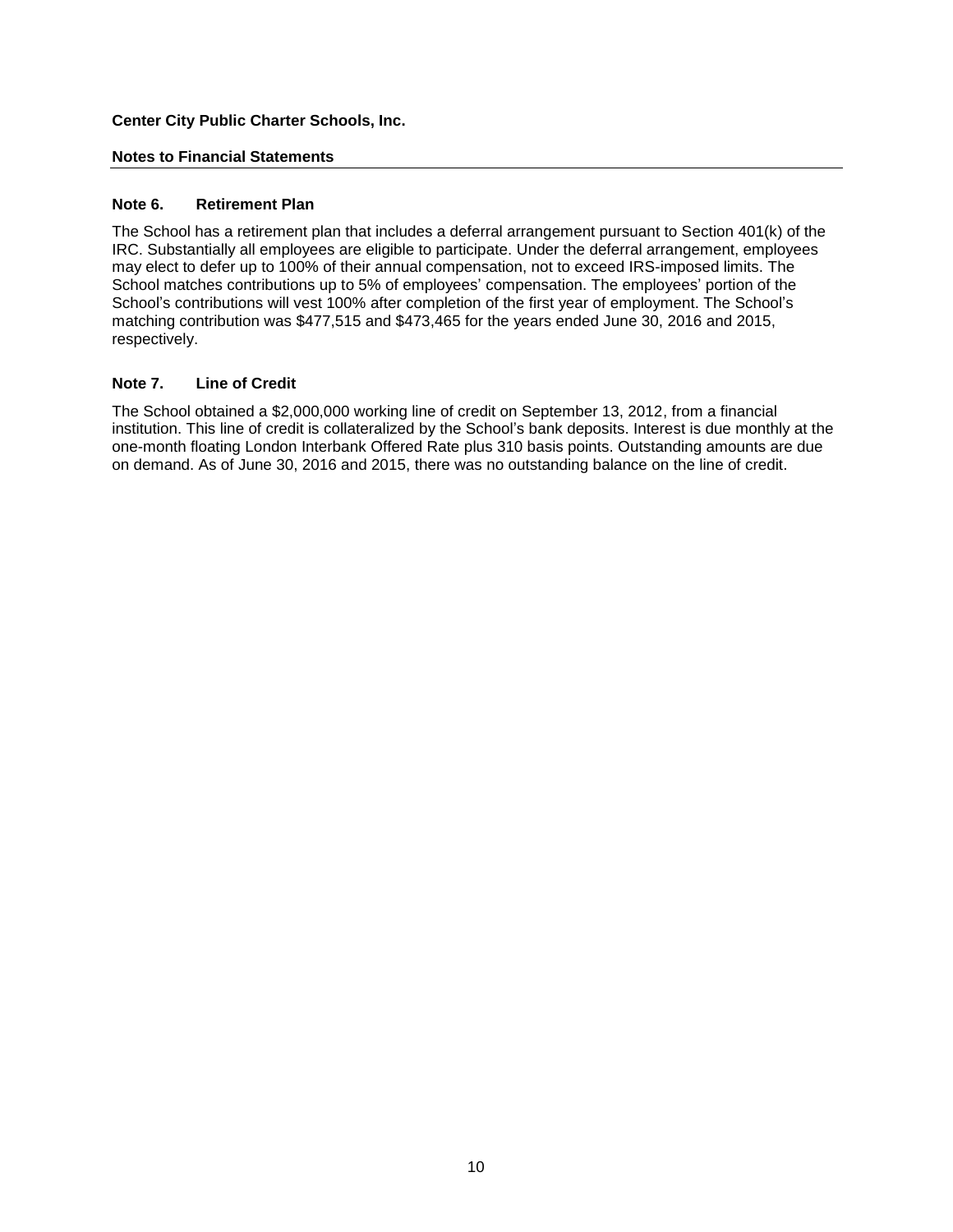**Center City Public Charter Schools, Inc.**

**Notes to Financial Statements**

---

## Note 6. Retirement Plan

The School has a retirement plan that includes a deferral arrangement pursuant to Section 401(k) of the IRC. Substantially all employees are eligible to participate. Under the deferral arrangement, employees may elect to defer up to 100% of their annual compensation, not to exceed IRS-imposed limits. The School matches contributions up to 5% of employees' compensation. The employees' portion of the School's contributions will vest 100% after completion of the first year of employment. The School's matching contribution was $477,515 and $473,465 for the years ended June 30, 2016 and 2015, respectively.

## Note 7. Line of Credit

The School obtained a $2,000,000 working line of credit on September 13, 2012, from a financial institution. This line of credit is collateralized by the School's bank deposits. Interest is due monthly at the one-month floating London Interbank Offered Rate plus 310 basis points. Outstanding amounts are due on demand. As of June 30, 2016 and 2015, there was no outstanding balance on the line of credit.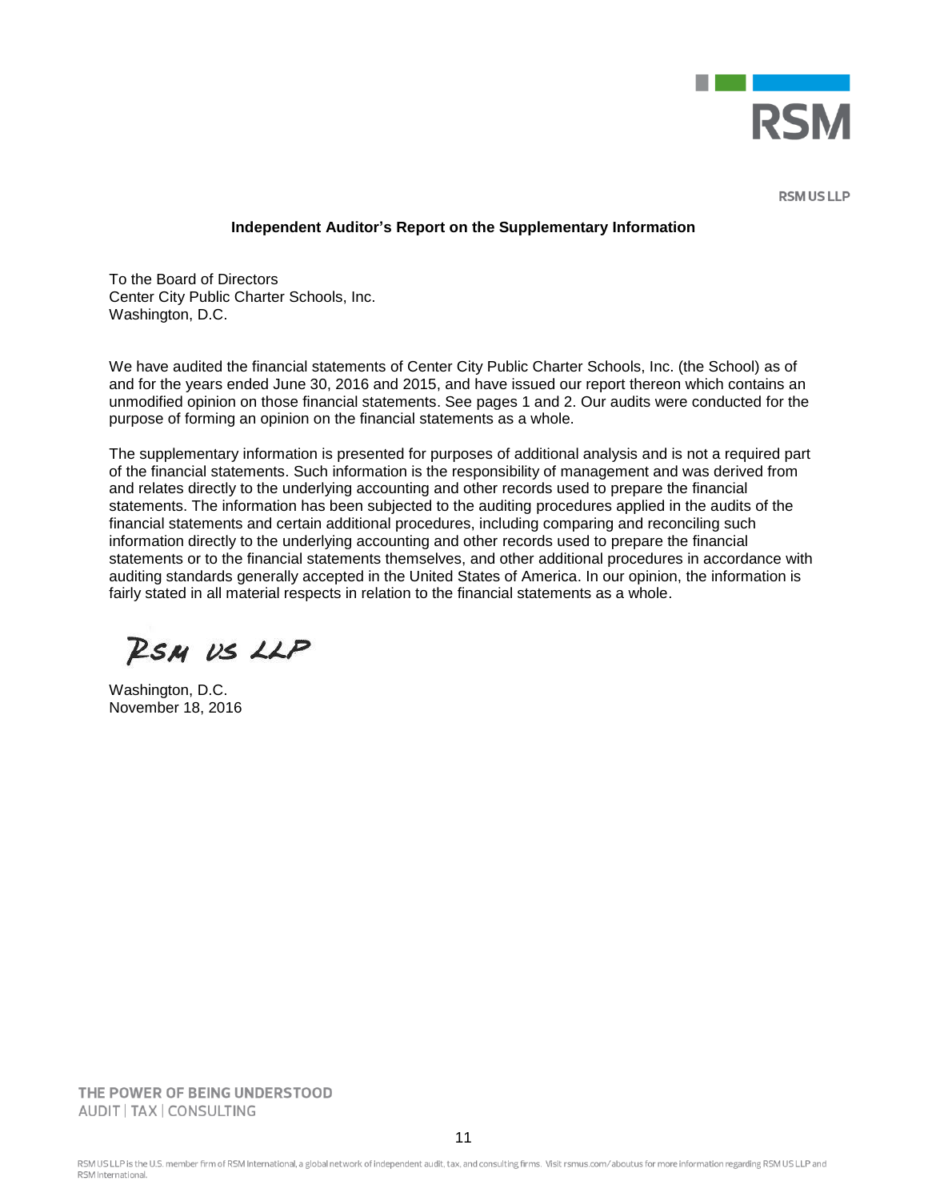**RSM US LLP**

## Independent Auditor's Report on the Supplementary Information

To the Board of Directors
Center City Public Charter Schools, Inc.
Washington, D.C.

We have audited the financial statements of Center City Public Charter Schools, Inc. (the School) as of and for the years ended June 30, 2016 and 2015, and have issued our report thereon which contains an unmodified opinion on those financial statements. See pages 1 and 2. Our audits were conducted for the purpose of forming an opinion on the financial statements as a whole.

The supplementary information is presented for purposes of additional analysis and is not a required part of the financial statements. Such information is the responsibility of management and was derived from and relates directly to the underlying accounting and other records used to prepare the financial statements. The information has been subjected to the auditing procedures applied in the audits of the financial statements and certain additional procedures, including comparing and reconciling such information directly to the underlying accounting and other records used to prepare the financial statements or to the financial statements themselves, and other additional procedures in accordance with auditing standards generally accepted in the United States of America. In our opinion, the information is fairly stated in all material respects in relation to the financial statements as a whole.

RSM US LLP

Washington, D.C.
November 18, 2016

THE POWER OF BEING UNDERSTOOD
AUDIT | TAX | CONSULTING

RSM US LLP is the U.S. member firm of RSM International, a global network of independent audit, tax, and consulting firms. Visit rsmus.com/aboutus for more information regarding RSM US LLP and RSM International.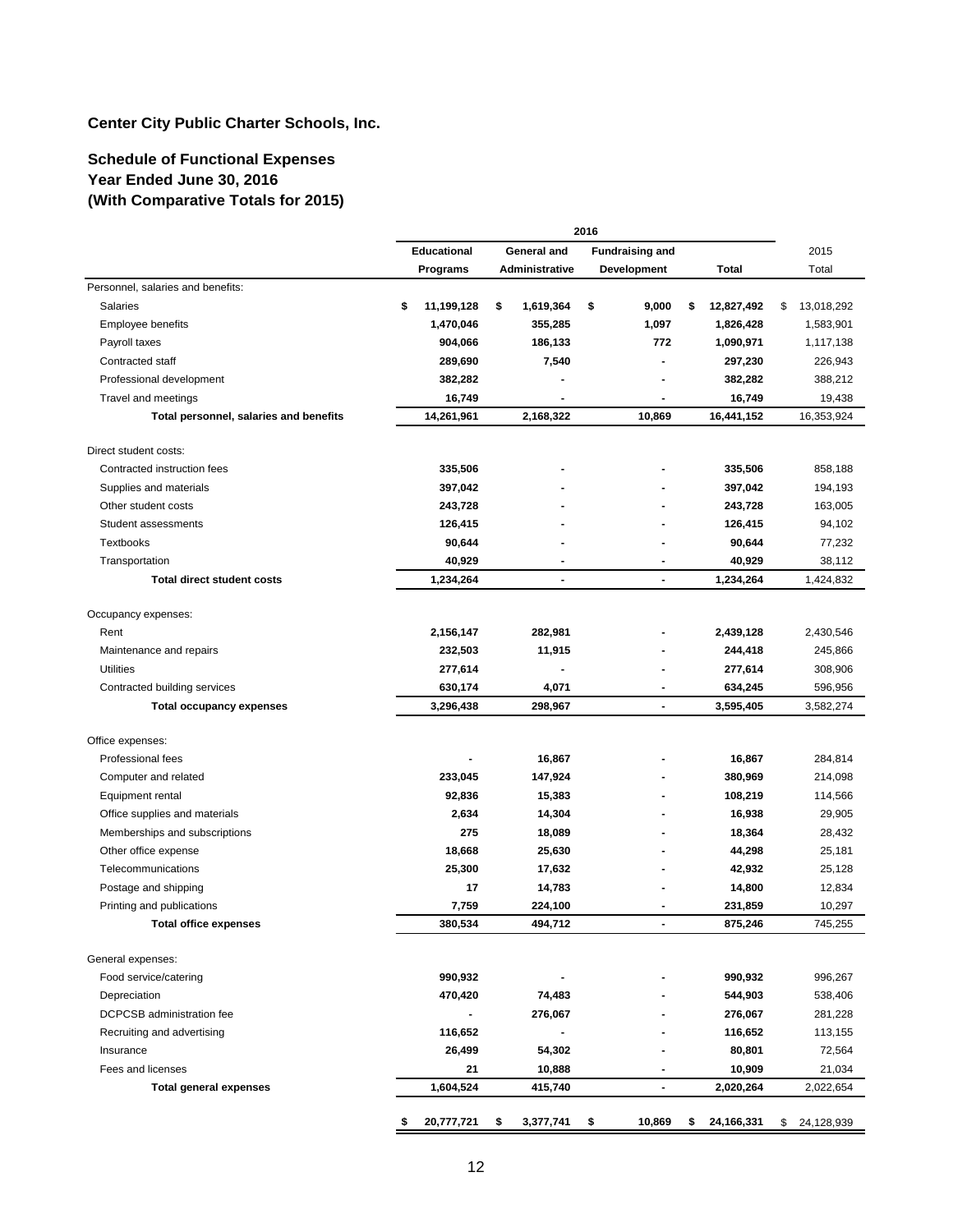**Center City Public Charter Schools, Inc.**

**Schedule of Functional Expenses**
**Year Ended June 30, 2016**
**(With Comparative Totals for 2015)**

| | 2016 | | | | |
|---|---|---|---|---|---|
| | **Educational Programs** | **General and Administrative** | **Fundraising and Development** | **Total** | 2015 Total |
| Personnel, salaries and benefits: | | | | | |
| Salaries | **$ 11,199,128** | **$ 1,619,364** | **$ 9,000** | **$ 12,827,492** | $ 13,018,292 |
| Employee benefits | **1,470,046** | **355,285** | **1,097** | **1,826,428** | 1,583,901 |
| Payroll taxes | **904,066** | **186,133** | **772** | **1,090,971** | 1,117,138 |
| Contracted staff | **289,690** | **7,540** | **-** | **297,230** | 226,943 |
| Professional development | **382,282** | **-** | **-** | **382,282** | 388,212 |
| Travel and meetings | **16,749** | **-** | **-** | **16,749** | 19,438 |
| **Total personnel, salaries and benefits** | **14,261,961** | **2,168,322** | **10,869** | **16,441,152** | 16,353,924 |
| Direct student costs: | | | | | |
| Contracted instruction fees | **335,506** | **-** | **-** | **335,506** | 858,188 |
| Supplies and materials | **397,042** | **-** | **-** | **397,042** | 194,193 |
| Other student costs | **243,728** | **-** | **-** | **243,728** | 163,005 |
| Student assessments | **126,415** | **-** | **-** | **126,415** | 94,102 |
| Textbooks | **90,644** | **-** | **-** | **90,644** | 77,232 |
| Transportation | **40,929** | **-** | **-** | **40,929** | 38,112 |
| **Total direct student costs** | **1,234,264** | **-** | **-** | **1,234,264** | 1,424,832 |
| Occupancy expenses: | | | | | |
| Rent | **2,156,147** | **282,981** | **-** | **2,439,128** | 2,430,546 |
| Maintenance and repairs | **232,503** | **11,915** | **-** | **244,418** | 245,866 |
| Utilities | **277,614** | **-** | **-** | **277,614** | 308,906 |
| Contracted building services | **630,174** | **4,071** | **-** | **634,245** | 596,956 |
| **Total occupancy expenses** | **3,296,438** | **298,967** | **-** | **3,595,405** | 3,582,274 |
| Office expenses: | | | | | |
| Professional fees | **-** | **16,867** | **-** | **16,867** | 284,814 |
| Computer and related | **233,045** | **147,924** | **-** | **380,969** | 214,098 |
| Equipment rental | **92,836** | **15,383** | **-** | **108,219** | 114,566 |
| Office supplies and materials | **2,634** | **14,304** | **-** | **16,938** | 29,905 |
| Memberships and subscriptions | **275** | **18,089** | **-** | **18,364** | 28,432 |
| Other office expense | **18,668** | **25,630** | **-** | **44,298** | 25,181 |
| Telecommunications | **25,300** | **17,632** | **-** | **42,932** | 25,128 |
| Postage and shipping | **17** | **14,783** | **-** | **14,800** | 12,834 |
| Printing and publications | **7,759** | **224,100** | **-** | **231,859** | 10,297 |
| **Total office expenses** | **380,534** | **494,712** | **-** | **875,246** | 745,255 |
| General expenses: | | | | | |
| Food service/catering | **990,932** | **-** | **-** | **990,932** | 996,267 |
| Depreciation | **470,420** | **74,483** | **-** | **544,903** | 538,406 |
| DCPCSB administration fee | **-** | **276,067** | **-** | **276,067** | 281,228 |
| Recruiting and advertising | **116,652** | **-** | **-** | **116,652** | 113,155 |
| Insurance | **26,499** | **54,302** | **-** | **80,801** | 72,564 |
| Fees and licenses | **21** | **10,888** | **-** | **10,909** | 21,034 |
| **Total general expenses** | **1,604,524** | **415,740** | **-** | **2,020,264** | 2,022,654 |
| | **$ 20,777,721** | **$ 3,377,741** | **$ 10,869** | **$ 24,166,331** | $ 24,128,939 |